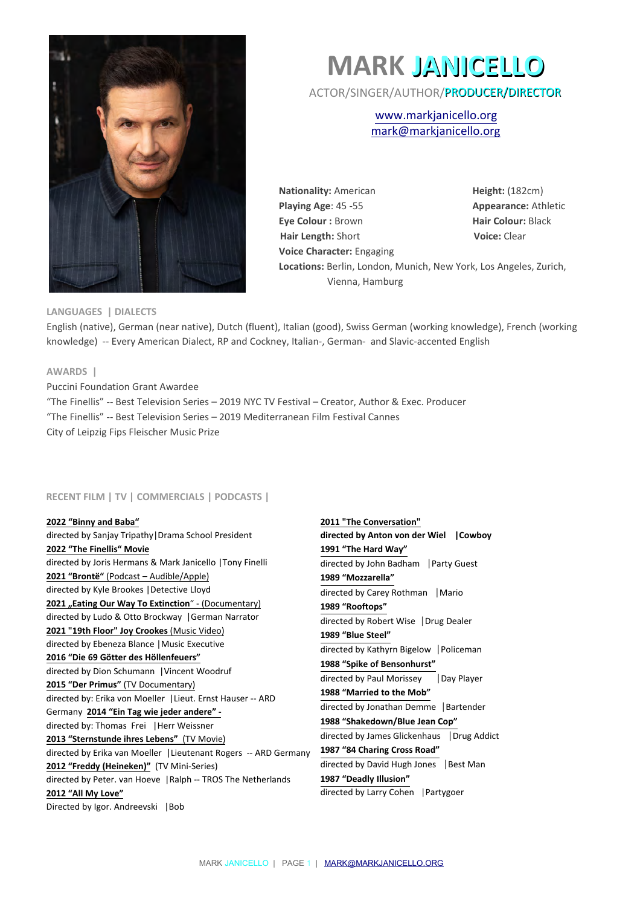# MARK JANICELLO

ACTOR/SINGER/AUTHOR/PRODUCER/DIRECTOR

www.markjanicello.org
mark@markjanicello.org

**Nationality:** American
**Height:** (182cm)
**Playing Age**: 45 -55
**Appearance:** Athletic
**Eye Colour :** Brown
**Hair Colour:** Black
**Hair Length:** Short
**Voice:** Clear
**Voice Character:** Engaging
**Locations:** Berlin, London, Munich, New York, Los Angeles, Zurich, Vienna, Hamburg

## LANGUAGES | DIALECTS

English (native), German (near native), Dutch (fluent), Italian (good), Swiss German (working knowledge), French (working knowledge) -- Every American Dialect, RP and Cockney, Italian-, German- and Slavic-accented English

## AWARDS |

Puccini Foundation Grant Awardee
"The Finellis" -- Best Television Series – 2019 NYC TV Festival – Creator, Author & Exec. Producer
"The Finellis" -- Best Television Series – 2019 Mediterranean Film Festival Cannes
City of Leipzig Fips Fleischer Music Prize

## RECENT FILM | TV | COMMERCIALS | PODCASTS |

**2022 "Binny and Baba"**
directed by Sanjay Tripathy | Drama School President

**2022 "The Finellis" Movie**
directed by Joris Hermans & Mark Janicello | Tony Finelli

**2021 "Brontë"** (Podcast – Audible/Apple)
directed by Kyle Brookes | Detective Lloyd

**2021 „Eating Our Way To Extinction"** - (Documentary)
directed by Ludo & Otto Brockway | German Narrator

**2021 "19th Floor" Joy Crookes** (Music Video)
directed by Ebeneza Blance | Music Executive

**2016 "Die 69 Götter des Höllenfeuers"**
directed by Dion Schumann | Vincent Woodruf

**2015 "Der Primus"** (TV Documentary)
directed by: Erika von Moeller | Lieut. Ernst Hauser -- ARD Germany

**2014 "Ein Tag wie jeder andere" -**
directed by: Thomas Frei | Herr Weissner

**2013 "Sternstunde ihres Lebens"** (TV Movie)
directed by Erika van Moeller | Lieutenant Rogers -- ARD Germany

**2012 "Freddy (Heineken)"** (TV Mini-Series)
directed by Peter. van Hoeve | Ralph -- TROS The Netherlands

**2012 "All My Love"**
Directed by Igor. Andreevski | Bob

**2011 "The Conversation"**
**directed by Anton von der Wiel | Cowboy**

**1991 "The Hard Way"**
directed by John Badham | Party Guest

**1989 "Mozzarella"**
directed by Carey Rothman | Mario

**1989 "Rooftops"**
directed by Robert Wise | Drug Dealer

**1989 "Blue Steel"**
directed by Kathyrn Bigelow | Policeman

**1988 "Spike of Bensonhurst"**
directed by Paul Morissey | Day Player

**1988 "Married to the Mob"**
directed by Jonathan Demme | Bartender

**1988 "Shakedown/Blue Jean Cop"**
directed by James Glickenhaus | Drug Addict

**1987 "84 Charing Cross Road"**
directed by David Hugh Jones | Best Man

**1987 "Deadly Illusion"**
directed by Larry Cohen | Partygoer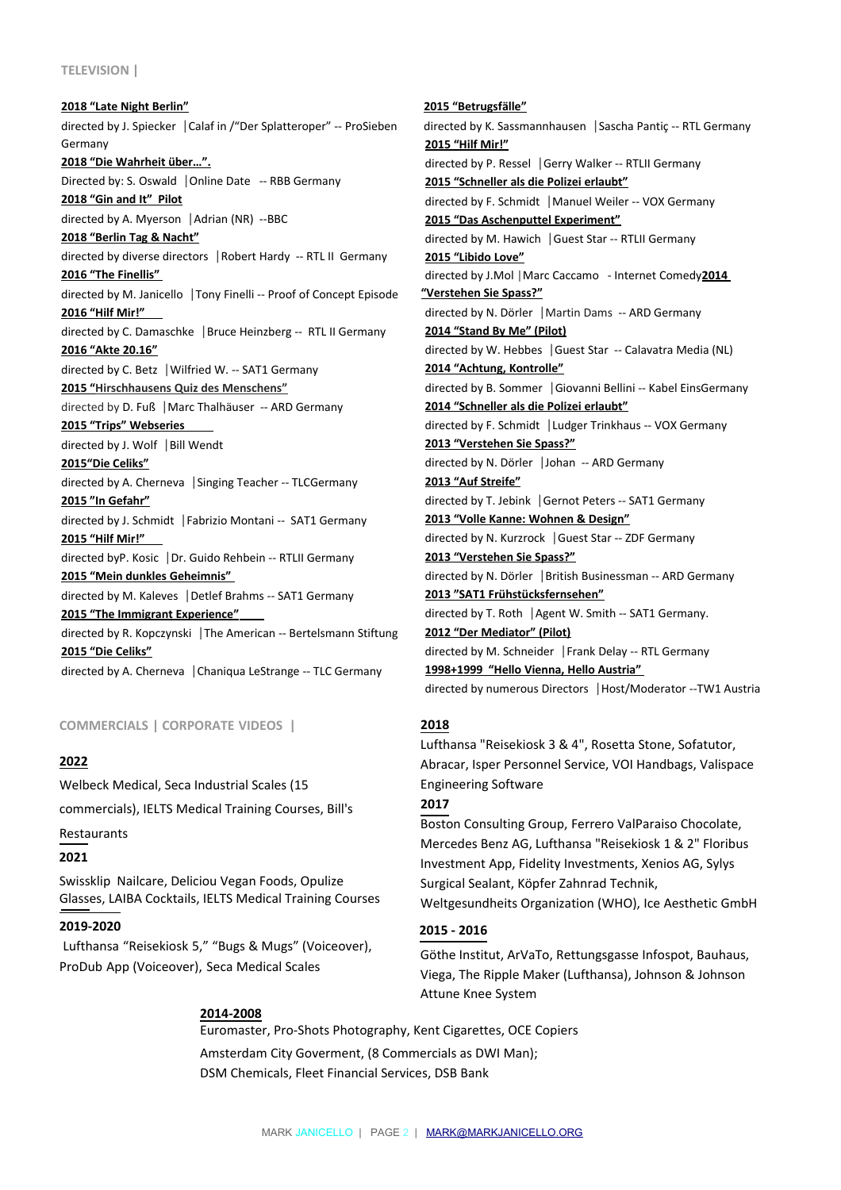## TELEVISION |

**2018 "Late Night Berlin"**
directed by J. Spiecker │Calaf in /"Der Splatteroper" -- ProSieben Germany

**2018 "Die Wahrheit über…".**
Directed by: S. Oswald │Online Date -- RBB Germany

**2018 "Gin and It" Pilot**
directed by A. Myerson │Adrian (NR) --BBC

**2018 "Berlin Tag & Nacht"**
directed by diverse directors │Robert Hardy -- RTL II Germany

**2016 "The Finellis"**
directed by M. Janicello │Tony Finelli -- Proof of Concept Episode

**2016 "Hilf Mir!"**
directed by C. Damaschke │Bruce Heinzberg -- RTL II Germany

**2016 "Akte 20.16"**
directed by C. Betz │Wilfried W. -- SAT1 Germany

**2015 "Hirschhausens Quiz des Menschens"**
directed by D. Fuß │Marc Thalhäuser -- ARD Germany

**2015 "Trips" Webseries**
directed by J. Wolf │Bill Wendt

**2015"Die Celiks"**
directed by A. Cherneva │Singing Teacher -- TLCGermany

**2015 "In Gefahr"**
directed by J. Schmidt │Fabrizio Montani -- SAT1 Germany

**2015 "Hilf Mir!"**
directed byP. Kosic │Dr. Guido Rehbein -- RTLII Germany

**2015 "Mein dunkles Geheimnis"**
directed by M. Kaleves │Detlef Brahms -- SAT1 Germany

**2015 "The Immigrant Experience"**
directed by R. Kopczynski │The American -- Bertelsmann Stiftung

**2015 "Die Celiks"**
directed by A. Cherneva │Chaniqua LeStrange -- TLC Germany

**2015 "Betrugsfälle"**
directed by K. Sassmannhausen │Sascha Pantiç -- RTL Germany

**2015 "Hilf Mir!"**
directed by P. Ressel │Gerry Walker -- RTLII Germany

**2015 "Schneller als die Polizei erlaubt"**
directed by F. Schmidt │Manuel Weiler -- VOX Germany

**2015 "Das Aschenputtel Experiment"**
directed by M. Hawich │Guest Star -- RTLII Germany

**2015 "Libido Love"**
directed by J.Mol │Marc Caccamo - Internet Comedy

**2014 "Verstehen Sie Spass?"**
directed by N. Dörler │Martin Dams -- ARD Germany

**2014 "Stand By Me" (Pilot)**
directed by W. Hebbes │Guest Star -- Calavatra Media (NL)

**2014 "Achtung, Kontrolle"**
directed by B. Sommer │Giovanni Bellini -- Kabel EinsGermany

**2014 "Schneller als die Polizei erlaubt"**
directed by F. Schmidt │Ludger Trinkhaus -- VOX Germany

**2013 "Verstehen Sie Spass?"**
directed by N. Dörler │Johan -- ARD Germany

**2013 "Auf Streife"**
directed by T. Jebink │Gernot Peters -- SAT1 Germany

**2013 "Volle Kanne: Wohnen & Design"**
directed by N. Kurzrock │Guest Star -- ZDF Germany

**2013 "Verstehen Sie Spass?"**
directed by N. Dörler │British Businessman -- ARD Germany

**2013 "SAT1 Frühstücksfernsehen"**
directed by T. Roth │Agent W. Smith -- SAT1 Germany.

**2012 "Der Mediator" (Pilot)**
directed by M. Schneider │Frank Delay -- RTL Germany

**1998+1999 "Hello Vienna, Hello Austria"**
directed by numerous Directors │Host/Moderator --TW1 Austria

## COMMERCIALS | CORPORATE VIDEOS |

**2022**

Welbeck Medical, Seca Industrial Scales (15 commercials), IELTS Medical Training Courses, Bill's Restaurants

**2021**

Swissklip Nailcare, Deliciou Vegan Foods, Opulize Glasses, LAIBA Cocktails, IELTS Medical Training Courses

**2019-2020**

Lufthansa "Reisekiosk 5," "Bugs & Mugs" (Voiceover), ProDub App (Voiceover), Seca Medical Scales

**2018**

Lufthansa "Reisekiosk 3 & 4", Rosetta Stone, Sofatutor, Abracar, Isper Personnel Service, VOI Handbags, Valispace Engineering Software

**2017**

Boston Consulting Group, Ferrero ValParaiso Chocolate, Mercedes Benz AG, Lufthansa "Reisekiosk 1 & 2" Floribus Investment App, Fidelity Investments, Xenios AG, Sylys Surgical Sealant, Köpfer Zahnrad Technik, Weltgesundheits Organization (WHO), Ice Aesthetic GmbH

**2015 - 2016**

Göthe Institut, ArVaTo, Rettungsgasse Infospot, Bauhaus, Viega, The Ripple Maker (Lufthansa), Johnson & Johnson Attune Knee System

**2014-2008**

Euromaster, Pro-Shots Photography, Kent Cigarettes, OCE Copiers
Amsterdam City Goverment, (8 Commercials as DWI Man);
DSM Chemicals, Fleet Financial Services, DSB Bank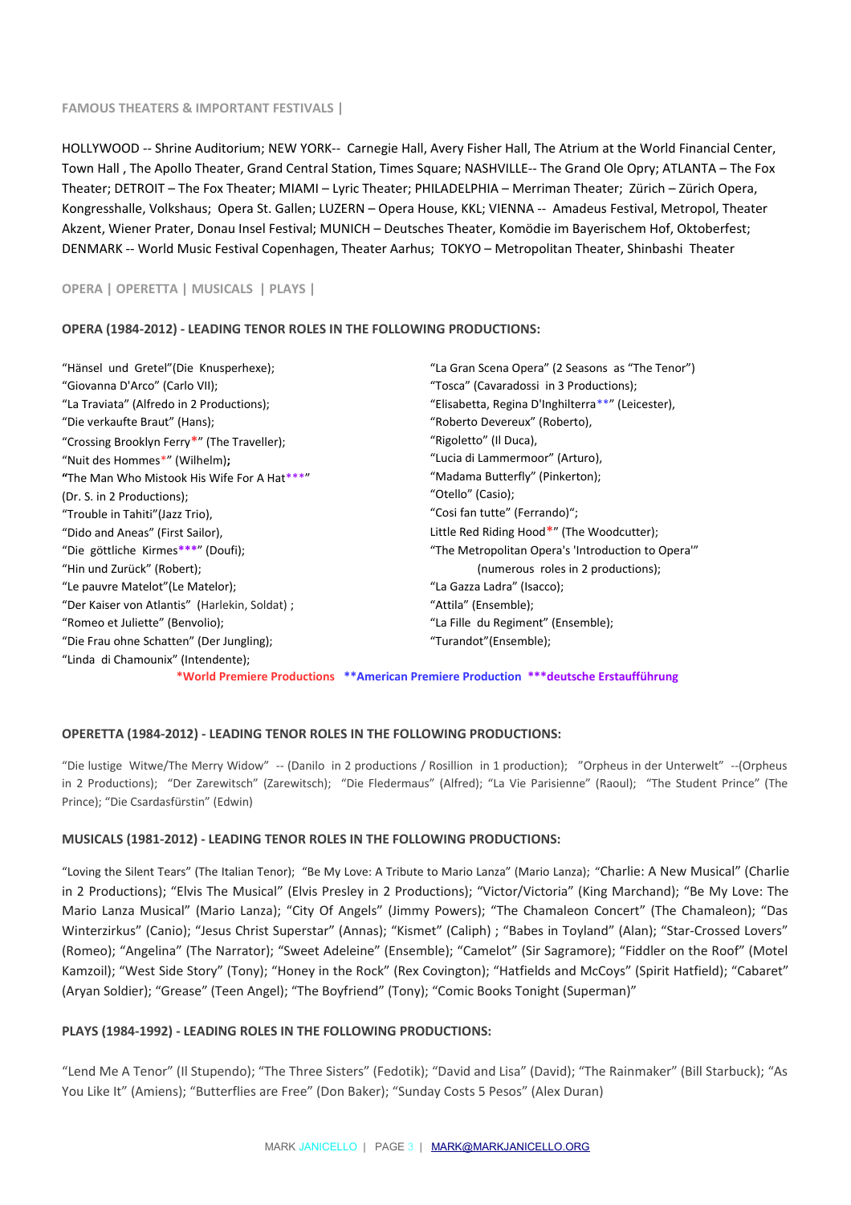**FAMOUS THEATERS & IMPORTANT FESTIVALS |**

HOLLYWOOD -- Shrine Auditorium; NEW YORK-- Carnegie Hall, Avery Fisher Hall, The Atrium at the World Financial Center, Town Hall , The Apollo Theater, Grand Central Station, Times Square; NASHVILLE-- The Grand Ole Opry; ATLANTA – The Fox Theater; DETROIT – The Fox Theater; MIAMI – Lyric Theater; PHILADELPHIA – Merriman Theater; Zürich – Zürich Opera, Kongresshalle, Volkshaus; Opera St. Gallen; LUZERN – Opera House, KKL; VIENNA -- Amadeus Festival, Metropol, Theater Akzent, Wiener Prater, Donau Insel Festival; MUNICH – Deutsches Theater, Komödie im Bayerischem Hof, Oktoberfest; DENMARK -- World Music Festival Copenhagen, Theater Aarhus; TOKYO – Metropolitan Theater, Shinbashi Theater

**OPERA | OPERETTA | MUSICALS | PLAYS |**

**OPERA (1984-2012) - LEADING TENOR ROLES IN THE FOLLOWING PRODUCTIONS:**

“Hänsel und Gretel”(Die Knusperhexe);
“Giovanna D'Arco” (Carlo VII);
“La Traviata” (Alfredo in 2 Productions);
“Die verkaufte Braut” (Hans);
“Crossing Brooklyn Ferry*” (The Traveller);
“Nuit des Hommes*” (Wilhelm);
“The Man Who Mistook His Wife For A Hat***” (Dr. S. in 2 Productions);
“Trouble in Tahiti”(Jazz Trio),
“Dido and Aneas” (First Sailor),
“Die göttliche Kirmes***” (Doufi);
“Hin und Zurück” (Robert);
“Le pauvre Matelot”(Le Matelor);
“Der Kaiser von Atlantis” (Harlekin, Soldat) ;
“Romeo et Juliette” (Benvolio);
“Die Frau ohne Schatten” (Der Jungling);
“Linda di Chamounix” (Intendente);
“La Gran Scena Opera” (2 Seasons as “The Tenor”)
“Tosca” (Cavaradossi in 3 Productions);
“Elisabetta, Regina D'Inghilterra**” (Leicester),
“Roberto Devereux” (Roberto),
“Rigoletto” (Il Duca),
“Lucia di Lammermoor” (Arturo),
“Madama Butterfly” (Pinkerton);
“Otello” (Casio);
“Cosi fan tutte” (Ferrando)“;
Little Red Riding Hood*” (The Woodcutter);
“The Metropolitan Opera's 'Introduction to Opera'” (numerous roles in 2 productions);
“La Gazza Ladra” (Isacco);
“Attila” (Ensemble);
“La Fille du Regiment” (Ensemble);
“Turandot”(Ensemble);

***World Premiere Productions** **\*\*American Premiere Production** **\*\*\*deutsche Erstaufführung**

**OPERETTA (1984-2012) - LEADING TENOR ROLES IN THE FOLLOWING PRODUCTIONS:**

“Die lustige Witwe/The Merry Widow” -- (Danilo in 2 productions / Rosillion in 1 production); ”Orpheus in der Unterwelt” --(Orpheus in 2 Productions); “Der Zarewitsch” (Zarewitsch); “Die Fledermaus” (Alfred); “La Vie Parisienne” (Raoul); “The Student Prince” (The Prince); “Die Csardasfürstin” (Edwin)

**MUSICALS (1981-2012) - LEADING TENOR ROLES IN THE FOLLOWING PRODUCTIONS:**

“Loving the Silent Tears” (The Italian Tenor); “Be My Love: A Tribute to Mario Lanza” (Mario Lanza); “Charlie: A New Musical” (Charlie in 2 Productions); “Elvis The Musical” (Elvis Presley in 2 Productions); “Victor/Victoria” (King Marchand); “Be My Love: The Mario Lanza Musical” (Mario Lanza); “City Of Angels” (Jimmy Powers); “The Chamaleon Concert” (The Chamaleon); “Das Winterzirkus” (Canio); “Jesus Christ Superstar” (Annas); “Kismet” (Caliph) ; “Babes in Toyland” (Alan); “Star-Crossed Lovers” (Romeo); “Angelina” (The Narrator); “Sweet Adeleine” (Ensemble); “Camelot” (Sir Sagramore); “Fiddler on the Roof” (Motel Kamzoil); “West Side Story” (Tony); “Honey in the Rock” (Rex Covington); “Hatfields and McCoys” (Spirit Hatfield); “Cabaret” (Aryan Soldier); “Grease” (Teen Angel); “The Boyfriend” (Tony); “Comic Books Tonight (Superman)”

**PLAYS (1984-1992) - LEADING ROLES IN THE FOLLOWING PRODUCTIONS:**

“Lend Me A Tenor” (Il Stupendo); “The Three Sisters” (Fedotik); “David and Lisa” (David); “The Rainmaker” (Bill Starbuck); “As You Like It” (Amiens); “Butterflies are Free” (Don Baker); “Sunday Costs 5 Pesos” (Alex Duran)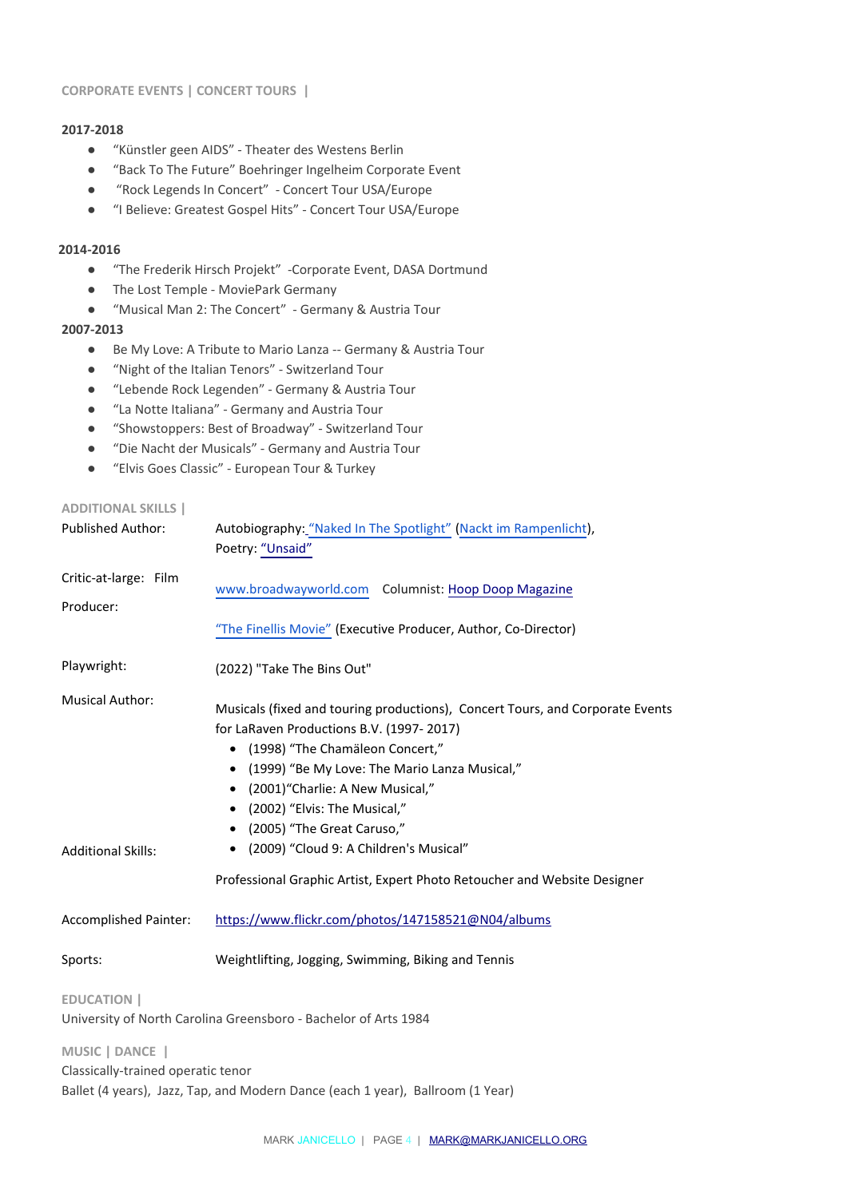## CORPORATE EVENTS | CONCERT TOURS |

**2017-2018**

- "Künstler geen AIDS" - Theater des Westens Berlin
- "Back To The Future" Boehringer Ingelheim Corporate Event
- "Rock Legends In Concert" - Concert Tour USA/Europe
- "I Believe: Greatest Gospel Hits" - Concert Tour USA/Europe

**2014-2016**

- "The Frederik Hirsch Projekt" -Corporate Event, DASA Dortmund
- The Lost Temple - MoviePark Germany
- "Musical Man 2: The Concert" - Germany & Austria Tour

**2007-2013**

- Be My Love: A Tribute to Mario Lanza -- Germany & Austria Tour
- "Night of the Italian Tenors" - Switzerland Tour
- "Lebende Rock Legenden" - Germany & Austria Tour
- "La Notte Italiana" - Germany and Austria Tour
- "Showstoppers: Best of Broadway" - Switzerland Tour
- "Die Nacht der Musicals" - Germany and Austria Tour
- "Elvis Goes Classic" - European Tour & Turkey

## ADDITIONAL SKILLS |

Published Author: Autobiography: "Naked In The Spotlight" (Nackt im Rampenlicht), Poetry: "Unsaid"

Critic-at-large: www.broadwayworld.com Columnist: Hoop Doop Magazine

Film Producer: "The Finellis Movie" (Executive Producer, Author, Co-Director)

Playwright: (2022) "Take The Bins Out"

Musical Author: Musicals (fixed and touring productions), Concert Tours, and Corporate Events for LaRaven Productions B.V. (1997- 2017)

- (1998) "The Chamäleon Concert,"
- (1999) "Be My Love: The Mario Lanza Musical,"
- (2001)"Charlie: A New Musical,"
- (2002) "Elvis: The Musical,"
- (2005) "The Great Caruso,"
- (2009) "Cloud 9: A Children's Musical"

Additional Skills: Professional Graphic Artist, Expert Photo Retoucher and Website Designer

Accomplished Painter: https://www.flickr.com/photos/147158521@N04/albums

Sports: Weightlifting, Jogging, Swimming, Biking and Tennis

## EDUCATION |

University of North Carolina Greensboro - Bachelor of Arts 1984

## MUSIC | DANCE |

Classically-trained operatic tenor

Ballet (4 years), Jazz, Tap, and Modern Dance (each 1 year), Ballroom (1 Year)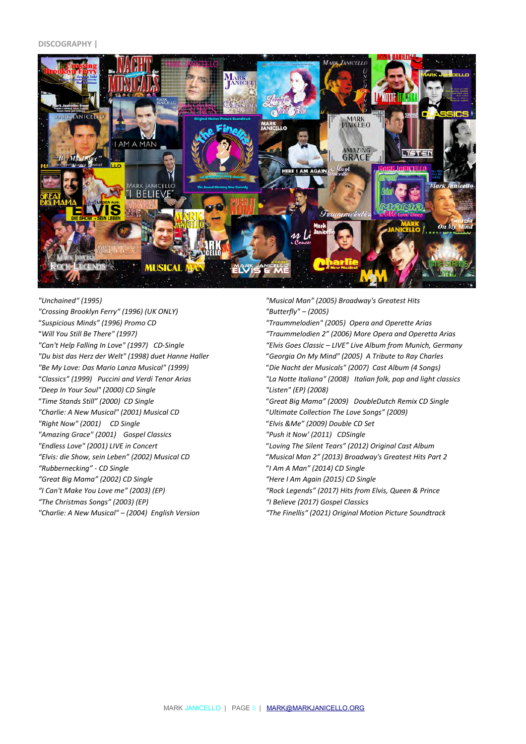**DISCOGRAPHY |**

"Unchained" (1995)
"Crossing Brooklyn Ferry" (1996) (UK ONLY)
"Suspicious Minds" (1996) Promo CD
"Will You Still Be There" (1997)
"Can't Help Falling In Love" (1997) CD-Single
"Du bist das Herz der Welt" (1998) duet Hanne Haller
"Be My Love: Das Mario Lanza Musical" (1999)
"Classics" (1999) Puccini and Verdi Tenor Arias
"Deep In Your Soul" (2000) CD Single
"Time Stands Still" (2000) CD Single
"Charlie: A New Musical" (2001) Musical CD
"Right Now" (2001) CD Single
"Amazing Grace" (2001) Gospel Classics
"Endless Love" (2001) LIVE in Concert
"Elvis: die Show, sein Leben" (2002) Musical CD
"Rubbernecking" - CD Single
"Great Big Mama" (2002) CD Single
"I Can't Make You Love me" (2003) (EP)
"The Christmas Songs" (2003) (EP)
"Charlie: A New Musical" – (2004) English Version
"Musical Man" (2005) Broadway's Greatest Hits
"Butterfly" – (2005)
"Traummelodien" (2005) Opera and Operette Arias
"Traummelodien 2" (2006) More Opera and Operetta Arias
"Elvis Goes Classic – LIVE" Live Album from Munich, Germany
"Georgia On My Mind" (2005) A Tribute to Ray Charles
"Die Nacht der Musicals" (2007) Cast Album (4 Songs)
"La Notte Italiana" (2008) Italian folk, pop and light classics
"Listen" (EP) (2008)
"Great Big Mama" (2009) DoubleDutch Remix CD Single
"Ultimate Collection The Love Songs" (2009)
"Elvis &Me" (2009) Double CD Set
"Push it Now' (2011) CDSingle
"Loving The Silent Tears" (2012) Original Cast Album
"Musical Man 2" (2013) Broadway's Greatest Hits Part 2
"I Am A Man" (2014) CD Single
"Here I Am Again (2015) CD Single
"Rock Legends" (2017) Hits from Elvis, Queen & Prince
"I Believe (2017) Gospel Classics
"The Finellis" (2021) Original Motion Picture Soundtrack